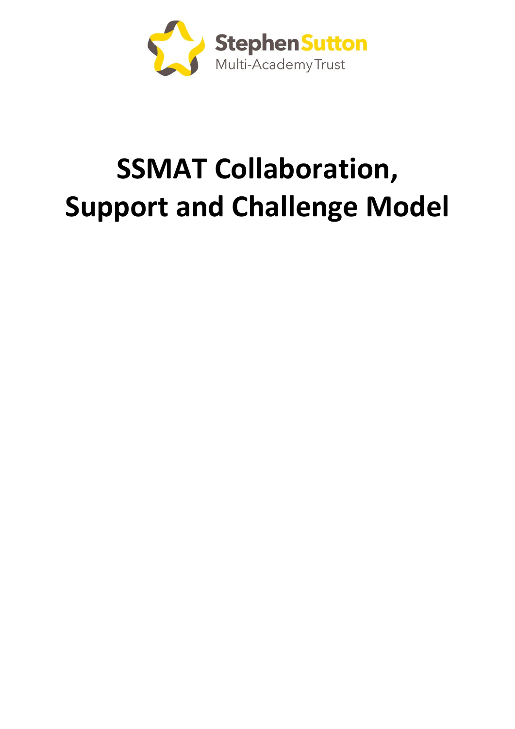Stephen Sutton
Multi-Academy Trust

# SSMAT Collaboration, Support and Challenge Model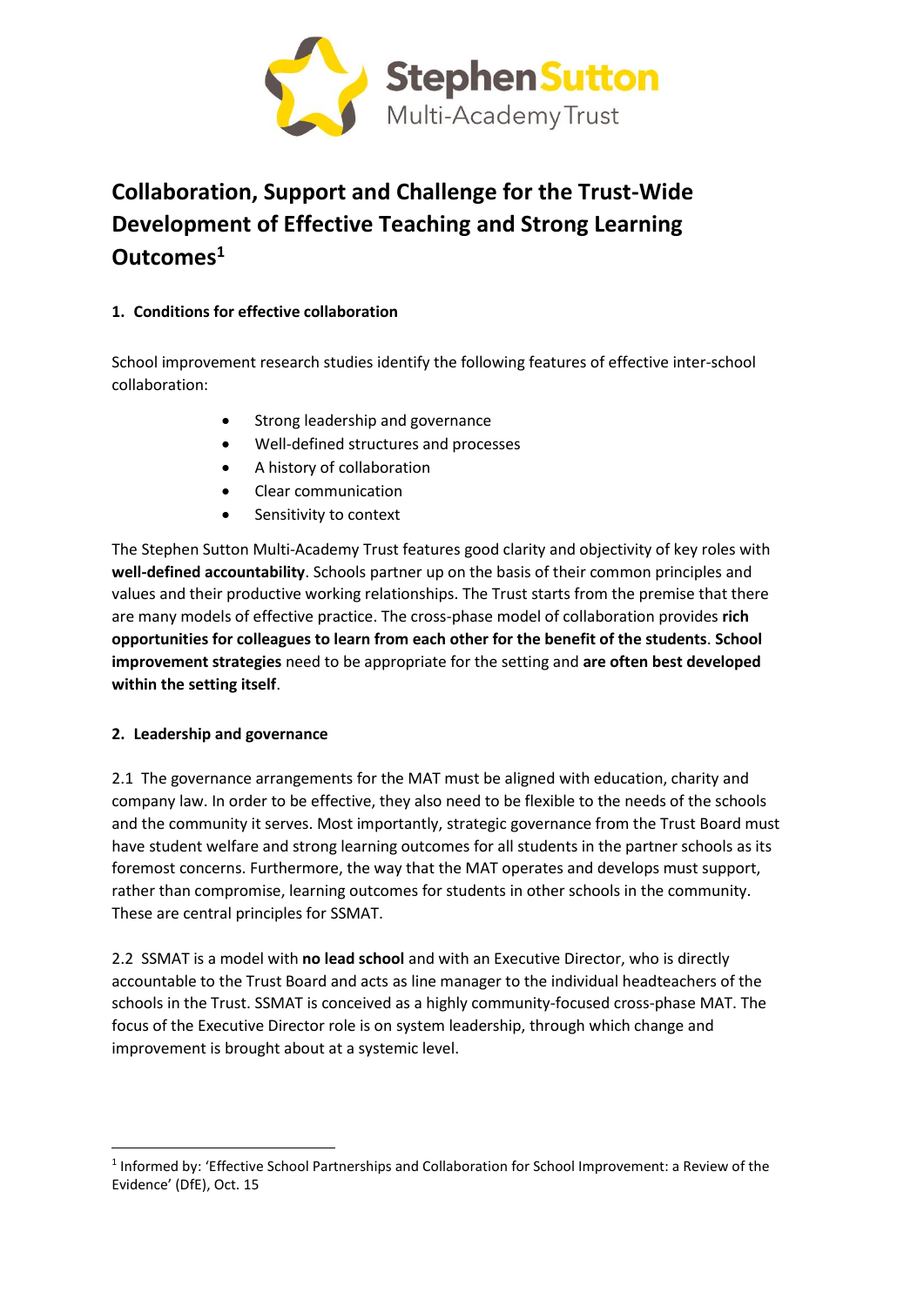# Collaboration, Support and Challenge for the Trust-Wide Development of Effective Teaching and Strong Learning Outcomes[1]

## 1. Conditions for effective collaboration

School improvement research studies identify the following features of effective inter-school collaboration:

- Strong leadership and governance
- Well-defined structures and processes
- A history of collaboration
- Clear communication
- Sensitivity to context

The Stephen Sutton Multi-Academy Trust features good clarity and objectivity of key roles with **well-defined accountability**. Schools partner up on the basis of their common principles and values and their productive working relationships. The Trust starts from the premise that there are many models of effective practice. The cross-phase model of collaboration provides **rich opportunities for colleagues to learn from each other for the benefit of the students**. **School improvement strategies** need to be appropriate for the setting and **are often best developed within the setting itself**.

## 2. Leadership and governance

2.1 The governance arrangements for the MAT must be aligned with education, charity and company law. In order to be effective, they also need to be flexible to the needs of the schools and the community it serves. Most importantly, strategic governance from the Trust Board must have student welfare and strong learning outcomes for all students in the partner schools as its foremost concerns. Furthermore, the way that the MAT operates and develops must support, rather than compromise, learning outcomes for students in other schools in the community. These are central principles for SSMAT.

2.2 SSMAT is a model with **no lead school** and with an Executive Director, who is directly accountable to the Trust Board and acts as line manager to the individual headteachers of the schools in the Trust. SSMAT is conceived as a highly community-focused cross-phase MAT. The focus of the Executive Director role is on system leadership, through which change and improvement is brought about at a systemic level.

---

[1] Informed by: 'Effective School Partnerships and Collaboration for School Improvement: a Review of the Evidence' (DfE), Oct. 15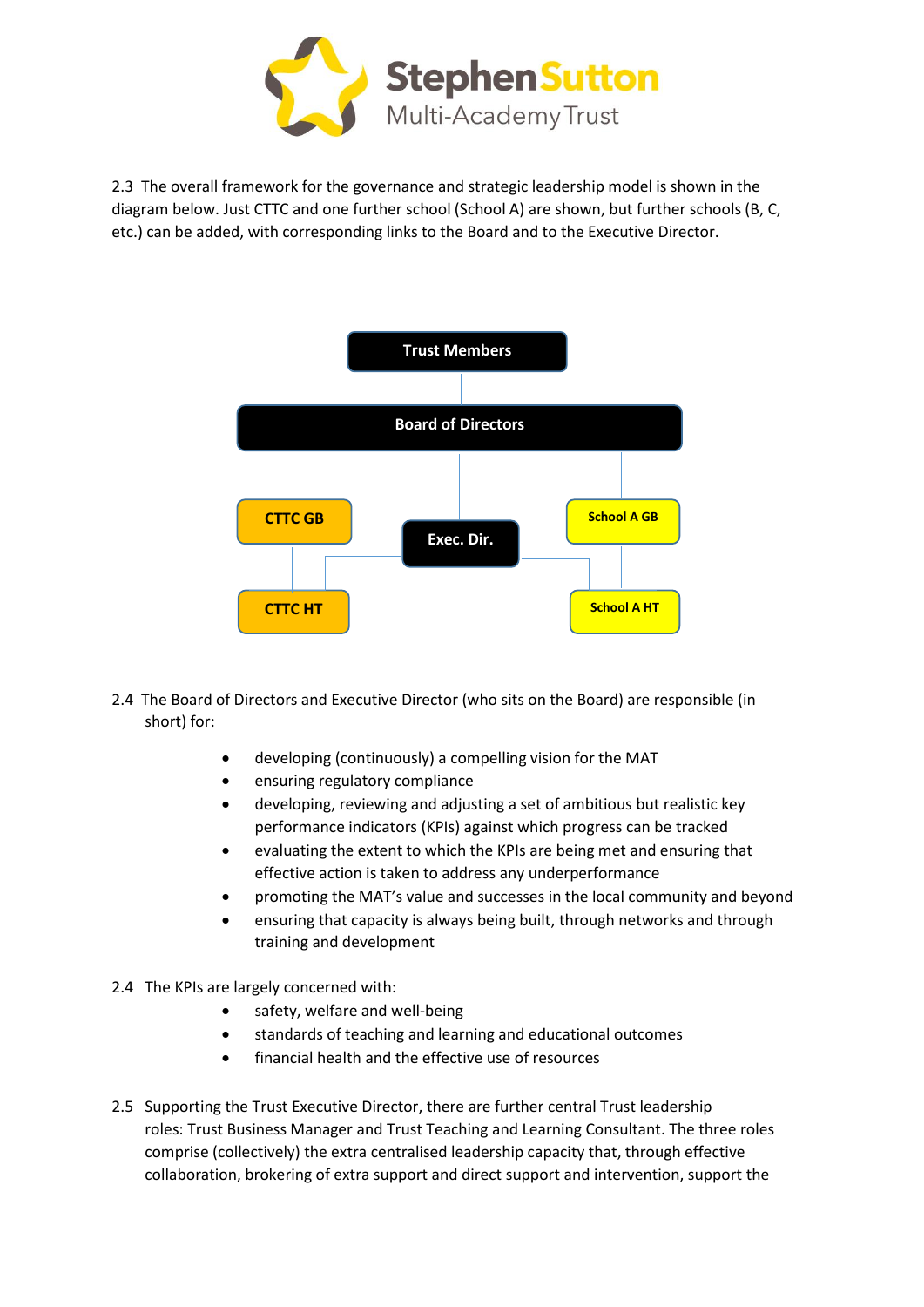2.3 The overall framework for the governance and strategic leadership model is shown in the diagram below. Just CTTC and one further school (School A) are shown, but further schools (B, C, etc.) can be added, with corresponding links to the Board and to the Executive Director.

**Trust Members**

**Board of Directors**

**CTTC GB** | **Exec. Dir.** | **School A GB**

**CTTC HT** | **School A HT**

2.4 The Board of Directors and Executive Director (who sits on the Board) are responsible (in short) for:

- developing (continuously) a compelling vision for the MAT
- ensuring regulatory compliance
- developing, reviewing and adjusting a set of ambitious but realistic key performance indicators (KPIs) against which progress can be tracked
- evaluating the extent to which the KPIs are being met and ensuring that effective action is taken to address any underperformance
- promoting the MAT's value and successes in the local community and beyond
- ensuring that capacity is always being built, through networks and through training and development

2.4 The KPIs are largely concerned with:

- safety, welfare and well-being
- standards of teaching and learning and educational outcomes
- financial health and the effective use of resources

2.5 Supporting the Trust Executive Director, there are further central Trust leadership roles: Trust Business Manager and Trust Teaching and Learning Consultant. The three roles comprise (collectively) the extra centralised leadership capacity that, through effective collaboration, brokering of extra support and direct support and intervention, support the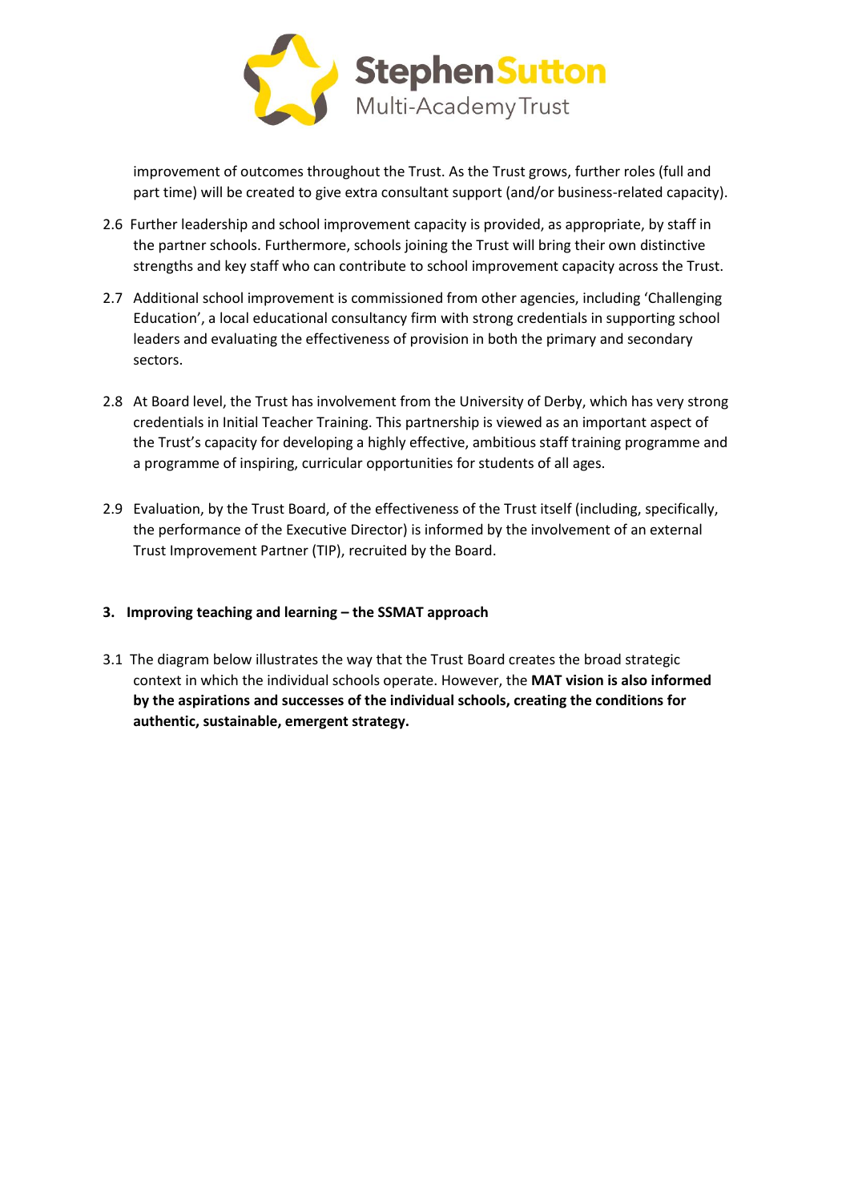improvement of outcomes throughout the Trust. As the Trust grows, further roles (full and part time) will be created to give extra consultant support (and/or business-related capacity).

2.6 Further leadership and school improvement capacity is provided, as appropriate, by staff in the partner schools. Furthermore, schools joining the Trust will bring their own distinctive strengths and key staff who can contribute to school improvement capacity across the Trust.

2.7 Additional school improvement is commissioned from other agencies, including 'Challenging Education', a local educational consultancy firm with strong credentials in supporting school leaders and evaluating the effectiveness of provision in both the primary and secondary sectors.

2.8 At Board level, the Trust has involvement from the University of Derby, which has very strong credentials in Initial Teacher Training. This partnership is viewed as an important aspect of the Trust's capacity for developing a highly effective, ambitious staff training programme and a programme of inspiring, curricular opportunities for students of all ages.

2.9 Evaluation, by the Trust Board, of the effectiveness of the Trust itself (including, specifically, the performance of the Executive Director) is informed by the involvement of an external Trust Improvement Partner (TIP), recruited by the Board.

## 3. Improving teaching and learning – the SSMAT approach

3.1 The diagram below illustrates the way that the Trust Board creates the broad strategic context in which the individual schools operate. However, the **MAT vision is also informed by the aspirations and successes of the individual schools, creating the conditions for authentic, sustainable, emergent strategy.**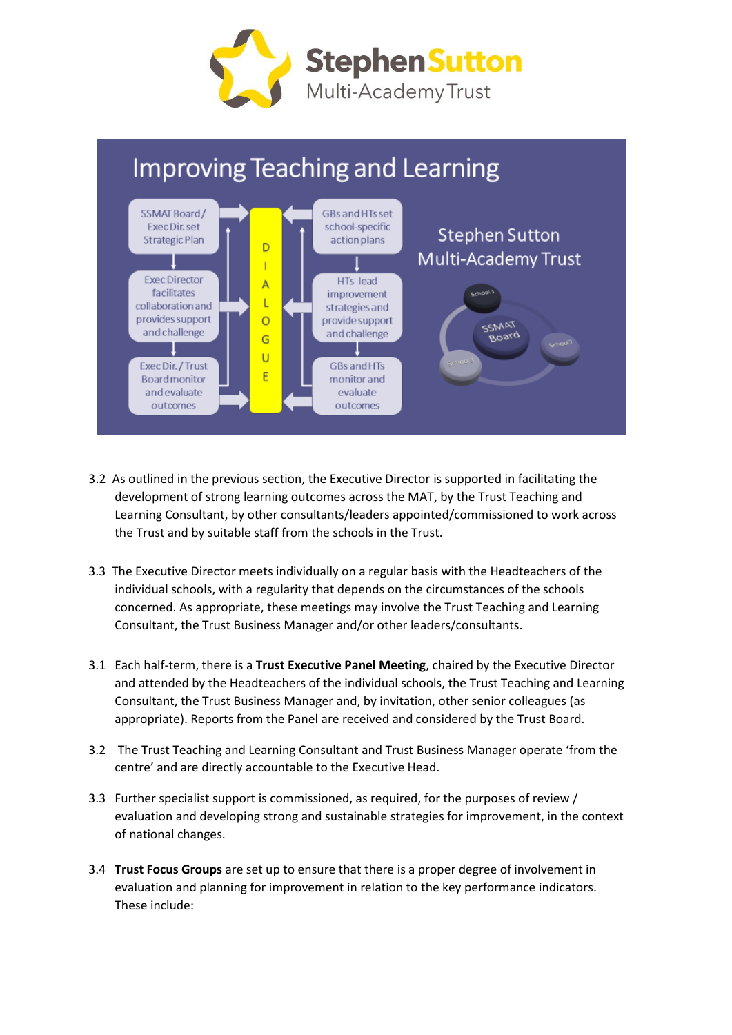# Improving Teaching and Learning

SSMAT Board / Exec Dir. set Strategic Plan

Exec Director facilitates collaboration and provides support and challenge

Exec Dir. / Trust Board monitor and evaluate outcomes

DIALOGUE

GBs and HTs set school-specific action plans

HTs lead improvement strategies and provide support and challenge

GBs and HTs monitor and evaluate outcomes

Stephen Sutton Multi-Academy Trust

3.2 As outlined in the previous section, the Executive Director is supported in facilitating the development of strong learning outcomes across the MAT, by the Trust Teaching and Learning Consultant, by other consultants/leaders appointed/commissioned to work across the Trust and by suitable staff from the schools in the Trust.

3.3 The Executive Director meets individually on a regular basis with the Headteachers of the individual schools, with a regularity that depends on the circumstances of the schools concerned. As appropriate, these meetings may involve the Trust Teaching and Learning Consultant, the Trust Business Manager and/or other leaders/consultants.

3.1 Each half-term, there is a **Trust Executive Panel Meeting**, chaired by the Executive Director and attended by the Headteachers of the individual schools, the Trust Teaching and Learning Consultant, the Trust Business Manager and, by invitation, other senior colleagues (as appropriate). Reports from the Panel are received and considered by the Trust Board.

3.2 The Trust Teaching and Learning Consultant and Trust Business Manager operate 'from the centre' and are directly accountable to the Executive Head.

3.3 Further specialist support is commissioned, as required, for the purposes of review / evaluation and developing strong and sustainable strategies for improvement, in the context of national changes.

3.4 **Trust Focus Groups** are set up to ensure that there is a proper degree of involvement in evaluation and planning for improvement in relation to the key performance indicators. These include: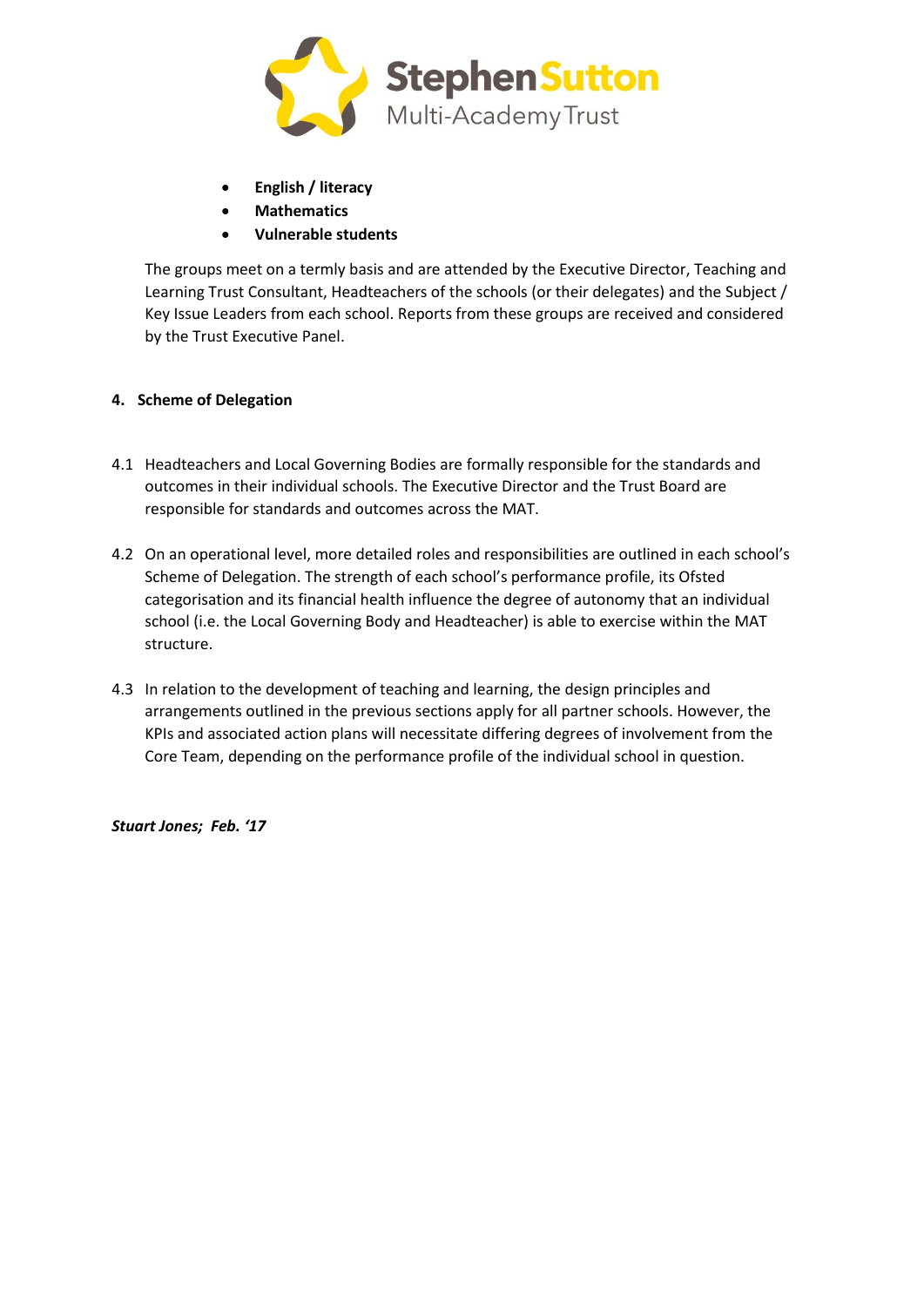- **English / literacy**
- **Mathematics**
- **Vulnerable students**

The groups meet on a termly basis and are attended by the Executive Director, Teaching and Learning Trust Consultant, Headteachers of the schools (or their delegates) and the Subject / Key Issue Leaders from each school. Reports from these groups are received and considered by the Trust Executive Panel.

## 4. Scheme of Delegation

4.1 Headteachers and Local Governing Bodies are formally responsible for the standards and outcomes in their individual schools. The Executive Director and the Trust Board are responsible for standards and outcomes across the MAT.

4.2 On an operational level, more detailed roles and responsibilities are outlined in each school's Scheme of Delegation. The strength of each school's performance profile, its Ofsted categorisation and its financial health influence the degree of autonomy that an individual school (i.e. the Local Governing Body and Headteacher) is able to exercise within the MAT structure.

4.3 In relation to the development of teaching and learning, the design principles and arrangements outlined in the previous sections apply for all partner schools. However, the KPIs and associated action plans will necessitate differing degrees of involvement from the Core Team, depending on the performance profile of the individual school in question.

***Stuart Jones; Feb. '17***